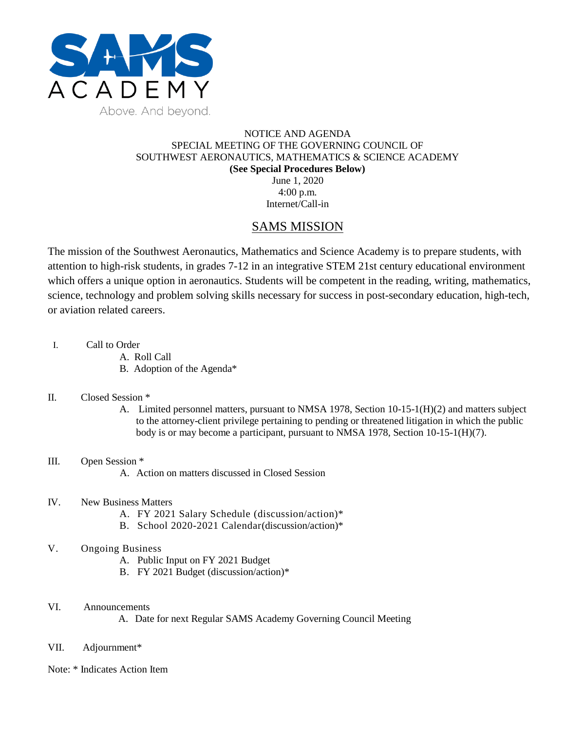SAMS ACADEMY

Above. And beyond.

NOTICE AND AGENDA
SPECIAL MEETING OF THE GOVERNING COUNCIL OF
SOUTHWEST AERONAUTICS, MATHEMATICS & SCIENCE ACADEMY
**(See Special Procedures Below)**
June 1, 2020
4:00 p.m.
Internet/Call-in

## SAMS MISSION

The mission of the Southwest Aeronautics, Mathematics and Science Academy is to prepare students, with attention to high-risk students, in grades 7-12 in an integrative STEM 21st century educational environment which offers a unique option in aeronautics. Students will be competent in the reading, writing, mathematics, science, technology and problem solving skills necessary for success in post-secondary education, high-tech, or aviation related careers.

I. Call to Order
   - A. Roll Call
   - B. Adoption of the Agenda*

II. Closed Session *
   - A. Limited personnel matters, pursuant to NMSA 1978, Section 10-15-1(H)(2) and matters subject to the attorney-client privilege pertaining to pending or threatened litigation in which the public body is or may become a participant, pursuant to NMSA 1978, Section 10-15-1(H)(7).

III. Open Session *
   - A. Action on matters discussed in Closed Session

IV. New Business Matters
   - A. FY 2021 Salary Schedule (discussion/action)*
   - B. School 2020-2021 Calendar(discussion/action)*

V. Ongoing Business
   - A. Public Input on FY 2021 Budget
   - B. FY 2021 Budget (discussion/action)*

VI. Announcements
   - A. Date for next Regular SAMS Academy Governing Council Meeting

VII. Adjournment*

Note: * Indicates Action Item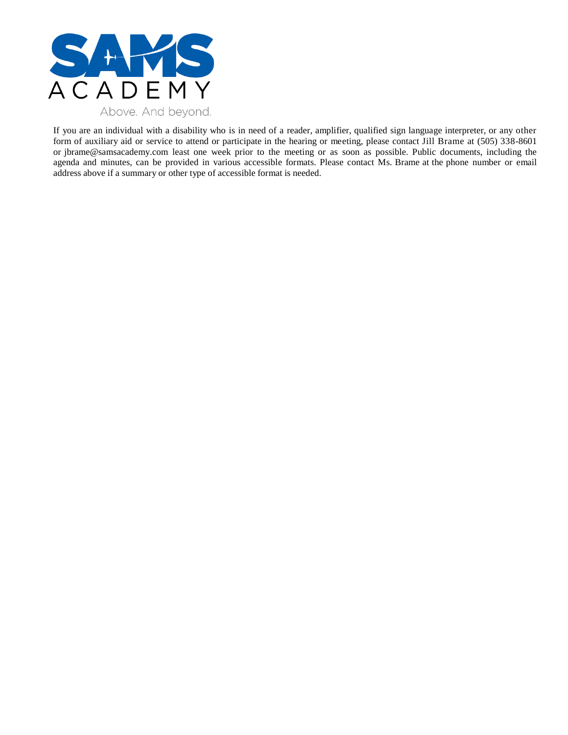If you are an individual with a disability who is in need of a reader, amplifier, qualified sign language interpreter, or any other form of auxiliary aid or service to attend or participate in the hearing or meeting, please contact Jill Brame at (505) 338-8601 or jbrame@samsacademy.com least one week prior to the meeting or as soon as possible. Public documents, including the agenda and minutes, can be provided in various accessible formats. Please contact Ms. Brame at the phone number or email address above if a summary or other type of accessible format is needed.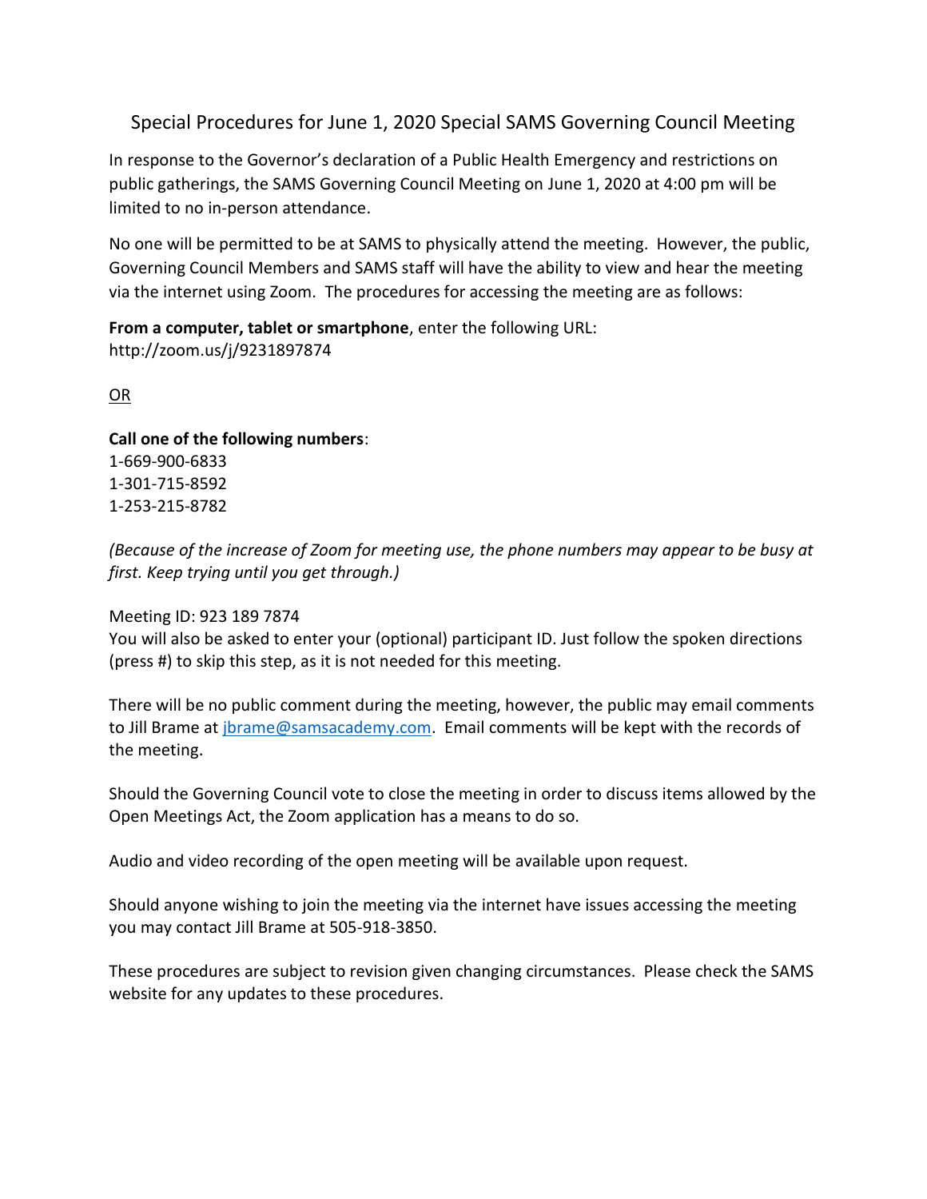# Special Procedures for June 1, 2020 Special SAMS Governing Council Meeting

In response to the Governor's declaration of a Public Health Emergency and restrictions on public gatherings, the SAMS Governing Council Meeting on June 1, 2020 at 4:00 pm will be limited to no in-person attendance.

No one will be permitted to be at SAMS to physically attend the meeting. However, the public, Governing Council Members and SAMS staff will have the ability to view and hear the meeting via the internet using Zoom. The procedures for accessing the meeting are as follows:

**From a computer, tablet or smartphone**, enter the following URL:
http://zoom.us/j/9231897874

OR

**Call one of the following numbers**:
1-669-900-6833
1-301-715-8592
1-253-215-8782

*(Because of the increase of Zoom for meeting use, the phone numbers may appear to be busy at first. Keep trying until you get through.)*

Meeting ID: 923 189 7874
You will also be asked to enter your (optional) participant ID. Just follow the spoken directions (press #) to skip this step, as it is not needed for this meeting.

There will be no public comment during the meeting, however, the public may email comments to Jill Brame at jbrame@samsacademy.com. Email comments will be kept with the records of the meeting.

Should the Governing Council vote to close the meeting in order to discuss items allowed by the Open Meetings Act, the Zoom application has a means to do so.

Audio and video recording of the open meeting will be available upon request.

Should anyone wishing to join the meeting via the internet have issues accessing the meeting you may contact Jill Brame at 505-918-3850.

These procedures are subject to revision given changing circumstances. Please check the SAMS website for any updates to these procedures.